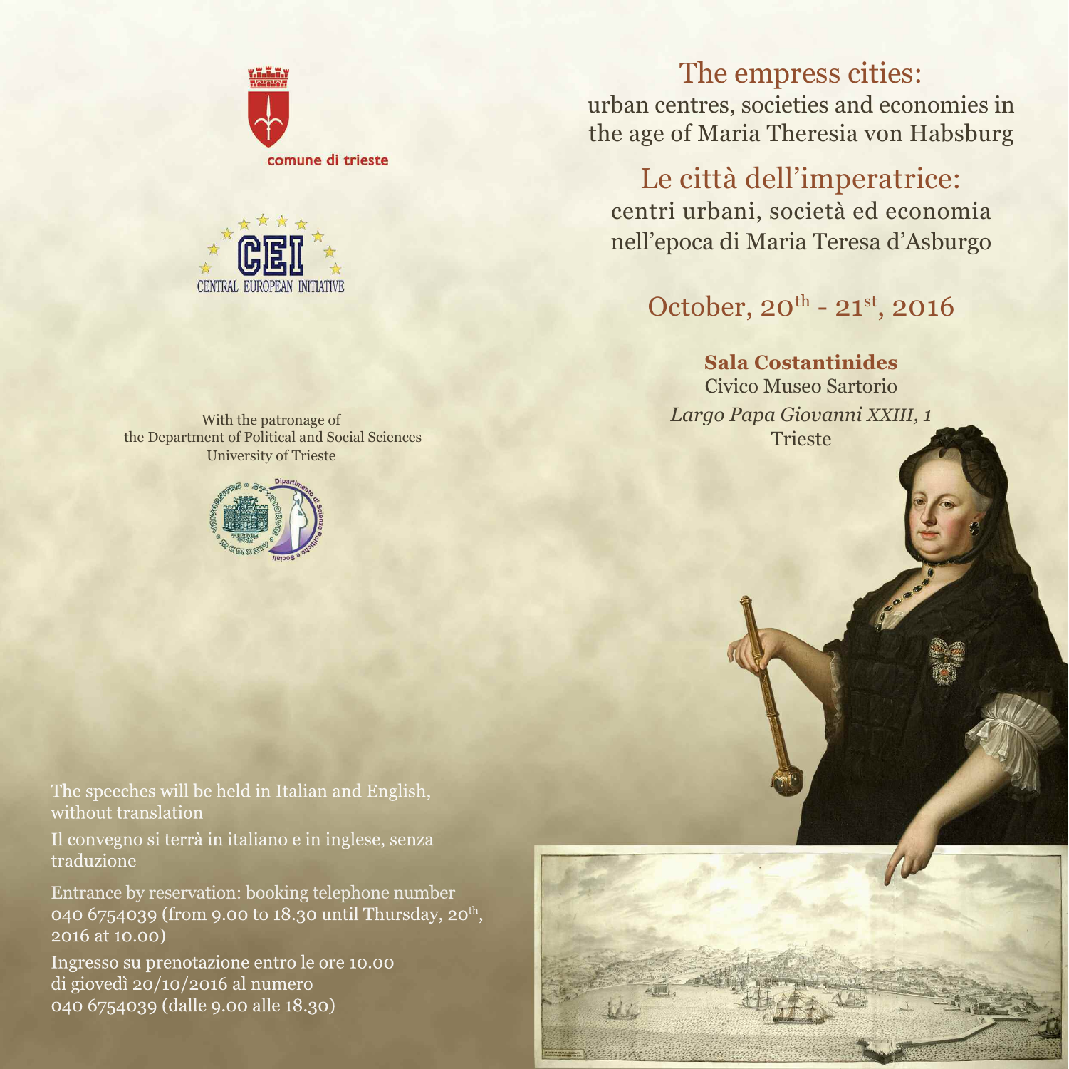comune di trieste

CEI
CENTRAL EUROPEAN INITIATIVE

With the patronage of
the Department of Political and Social Sciences
University of Trieste

The speeches will be held in Italian and English, without translation

Il convegno si terrà in italiano e in inglese, senza traduzione

Entrance by reservation: booking telephone number 040 6754039 (from 9.00 to 18.30 until Thursday, 20th, 2016 at 10.00)

Ingresso su prenotazione entro le ore 10.00 di giovedì 20/10/2016 al numero 040 6754039 (dalle 9.00 alle 18.30)

# The empress cities:

## urban centres, societies and economies in the age of Maria Theresia von Habsburg

# Le città dell'imperatrice:

## centri urbani, società ed economia nell'epoca di Maria Teresa d'Asburgo

October, 20th - 21st, 2016

**Sala Costantinides**
Civico Museo Sartorio
*Largo Papa Giovanni XXIII, 1*
Trieste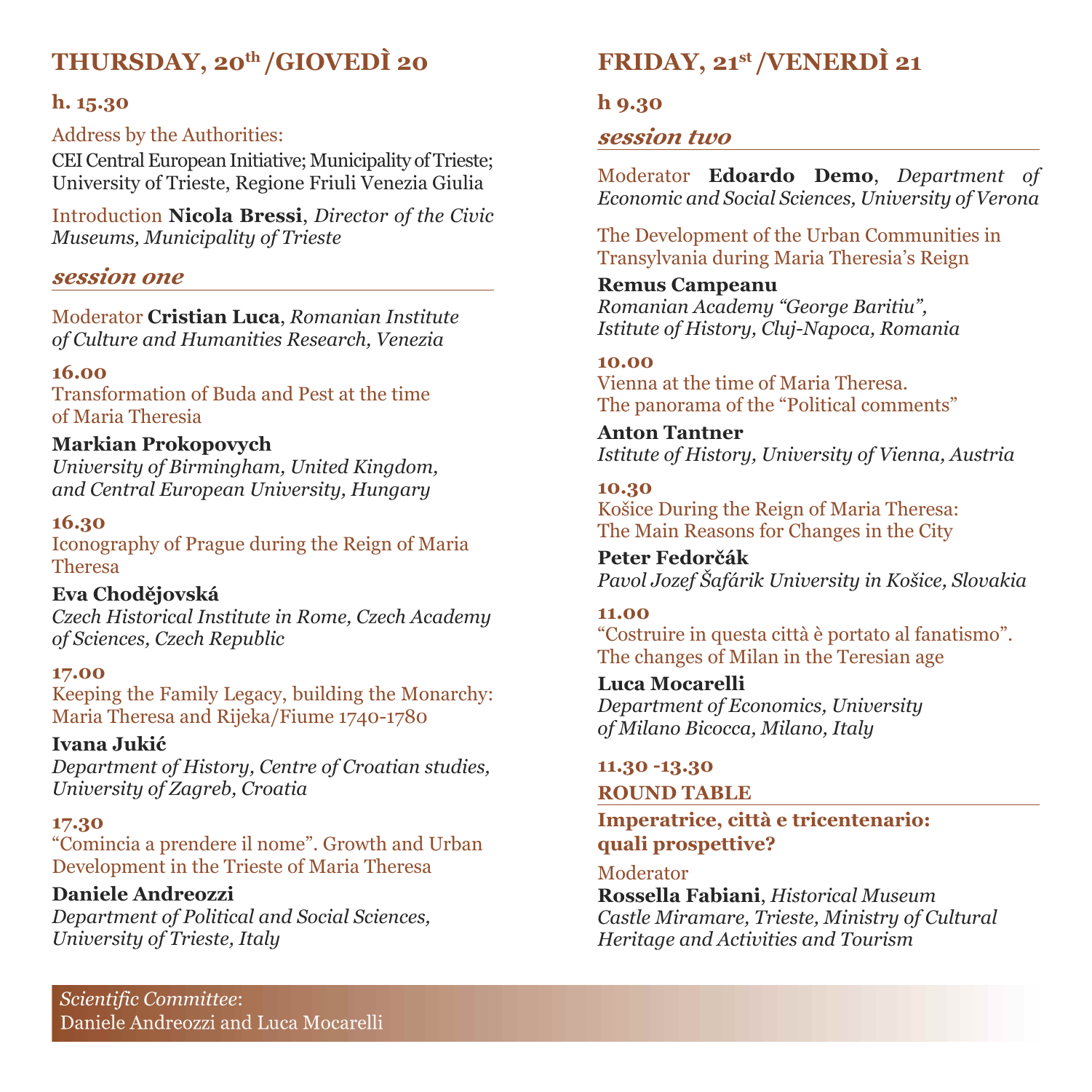## THURSDAY, 20th /GIOVEDÌ 20

**h. 15.30**

Address by the Authorities:

CEI Central European Initiative; Municipality of Trieste; University of Trieste, Regione Friuli Venezia Giulia

Introduction **Nicola Bressi**, *Director of the Civic Museums, Municipality of Trieste*

### *session one*

Moderator **Cristian Luca**, *Romanian Institute of Culture and Humanities Research, Venezia*

**16.00**

Transformation of Buda and Pest at the time of Maria Theresia

**Markian Prokopovych**
*University of Birmingham, United Kingdom, and Central European University, Hungary*

**16.30**

Iconography of Prague during the Reign of Maria Theresa

**Eva Chodějovská**
*Czech Historical Institute in Rome, Czech Academy of Sciences, Czech Republic*

**17.00**

Keeping the Family Legacy, building the Monarchy: Maria Theresa and Rijeka/Fiume 1740-1780

**Ivana Jukić**
*Department of History, Centre of Croatian studies, University of Zagreb, Croatia*

**17.30**

“Comincia a prendere il nome”. Growth and Urban Development in the Trieste of Maria Theresa

**Daniele Andreozzi**
*Department of Political and Social Sciences, University of Trieste, Italy*

## FRIDAY, 21st /VENERDÌ 21

**h 9.30**

### *session two*

Moderator **Edoardo Demo**, *Department of Economic and Social Sciences, University of Verona*

The Development of the Urban Communities in Transylvania during Maria Theresia’s Reign

**Remus Campeanu**
*Romanian Academy “George Baritiu”, Istitute of History, Cluj-Napoca, Romania*

**10.00**

Vienna at the time of Maria Theresa. The panorama of the “Political comments”

**Anton Tantner**
*Istitute of History, University of Vienna, Austria*

**10.30**

Košice During the Reign of Maria Theresa: The Main Reasons for Changes in the City

**Peter Fedorčák**
*Pavol Jozef Šafárik University in Košice, Slovakia*

**11.00**

“Costruire in questa città è portato al fanatismo”. The changes of Milan in the Teresian age

**Luca Mocarelli**
*Department of Economics, University of Milano Bicocca, Milano, Italy*

**11.30 -13.30**

### ROUND TABLE

**Imperatrice, città e tricentenario: quali prospettive?**

Moderator
**Rossella Fabiani**, *Historical Museum Castle Miramare, Trieste, Ministry of Cultural Heritage and Activities and Tourism*

*Scientific Committee*:
Daniele Andreozzi and Luca Mocarelli